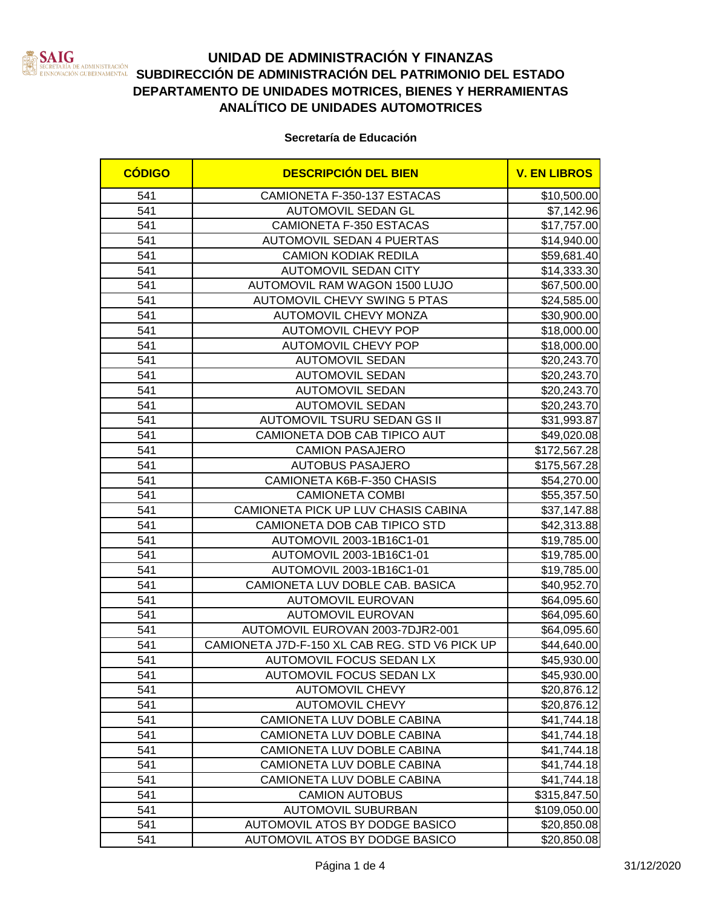# UNIDAD DE ADMINISTRACIÓN Y FINANZAS
## SUBDIRECCIÓN DE ADMINISTRACIÓN DEL PATRIMONIO DEL ESTADO
## DEPARTAMENTO DE UNIDADES MOTRICES, BIENES Y HERRAMIENTAS
## ANALÍTICO DE UNIDADES AUTOMOTRICES

**Secretaría de Educación**

| CÓDIGO | DESCRIPCIÓN DEL BIEN | V. EN LIBROS |
|---|---|---|
| 541 | CAMIONETA F-350-137 ESTACAS | $10,500.00 |
| 541 | AUTOMOVIL SEDAN GL | $7,142.96 |
| 541 | CAMIONETA F-350 ESTACAS | $17,757.00 |
| 541 | AUTOMOVIL SEDAN 4 PUERTAS | $14,940.00 |
| 541 | CAMION KODIAK REDILA | $59,681.40 |
| 541 | AUTOMOVIL SEDAN CITY | $14,333.30 |
| 541 | AUTOMOVIL RAM WAGON 1500 LUJO | $67,500.00 |
| 541 | AUTOMOVIL CHEVY SWING 5 PTAS | $24,585.00 |
| 541 | AUTOMOVIL CHEVY MONZA | $30,900.00 |
| 541 | AUTOMOVIL CHEVY POP | $18,000.00 |
| 541 | AUTOMOVIL CHEVY POP | $18,000.00 |
| 541 | AUTOMOVIL SEDAN | $20,243.70 |
| 541 | AUTOMOVIL SEDAN | $20,243.70 |
| 541 | AUTOMOVIL SEDAN | $20,243.70 |
| 541 | AUTOMOVIL SEDAN | $20,243.70 |
| 541 | AUTOMOVIL TSURU SEDAN GS II | $31,993.87 |
| 541 | CAMIONETA DOB CAB TIPICO AUT | $49,020.08 |
| 541 | CAMION PASAJERO | $172,567.28 |
| 541 | AUTOBUS PASAJERO | $175,567.28 |
| 541 | CAMIONETA K6B-F-350 CHASIS | $54,270.00 |
| 541 | CAMIONETA COMBI | $55,357.50 |
| 541 | CAMIONETA PICK UP LUV CHASIS CABINA | $37,147.88 |
| 541 | CAMIONETA DOB CAB TIPICO STD | $42,313.88 |
| 541 | AUTOMOVIL 2003-1B16C1-01 | $19,785.00 |
| 541 | AUTOMOVIL 2003-1B16C1-01 | $19,785.00 |
| 541 | AUTOMOVIL 2003-1B16C1-01 | $19,785.00 |
| 541 | CAMIONETA LUV DOBLE CAB. BASICA | $40,952.70 |
| 541 | AUTOMOVIL EUROVAN | $64,095.60 |
| 541 | AUTOMOVIL EUROVAN | $64,095.60 |
| 541 | AUTOMOVIL EUROVAN 2003-7DJR2-001 | $64,095.60 |
| 541 | CAMIONETA J7D-F-150 XL CAB REG. STD V6 PICK UP | $44,640.00 |
| 541 | AUTOMOVIL FOCUS SEDAN LX | $45,930.00 |
| 541 | AUTOMOVIL FOCUS SEDAN LX | $45,930.00 |
| 541 | AUTOMOVIL CHEVY | $20,876.12 |
| 541 | AUTOMOVIL CHEVY | $20,876.12 |
| 541 | CAMIONETA LUV DOBLE CABINA | $41,744.18 |
| 541 | CAMIONETA LUV DOBLE CABINA | $41,744.18 |
| 541 | CAMIONETA LUV DOBLE CABINA | $41,744.18 |
| 541 | CAMIONETA LUV DOBLE CABINA | $41,744.18 |
| 541 | CAMIONETA LUV DOBLE CABINA | $41,744.18 |
| 541 | CAMION AUTOBUS | $315,847.50 |
| 541 | AUTOMOVIL SUBURBAN | $109,050.00 |
| 541 | AUTOMOVIL ATOS BY DODGE BASICO | $20,850.08 |
| 541 | AUTOMOVIL ATOS BY DODGE BASICO | $20,850.08 |

31/12/2020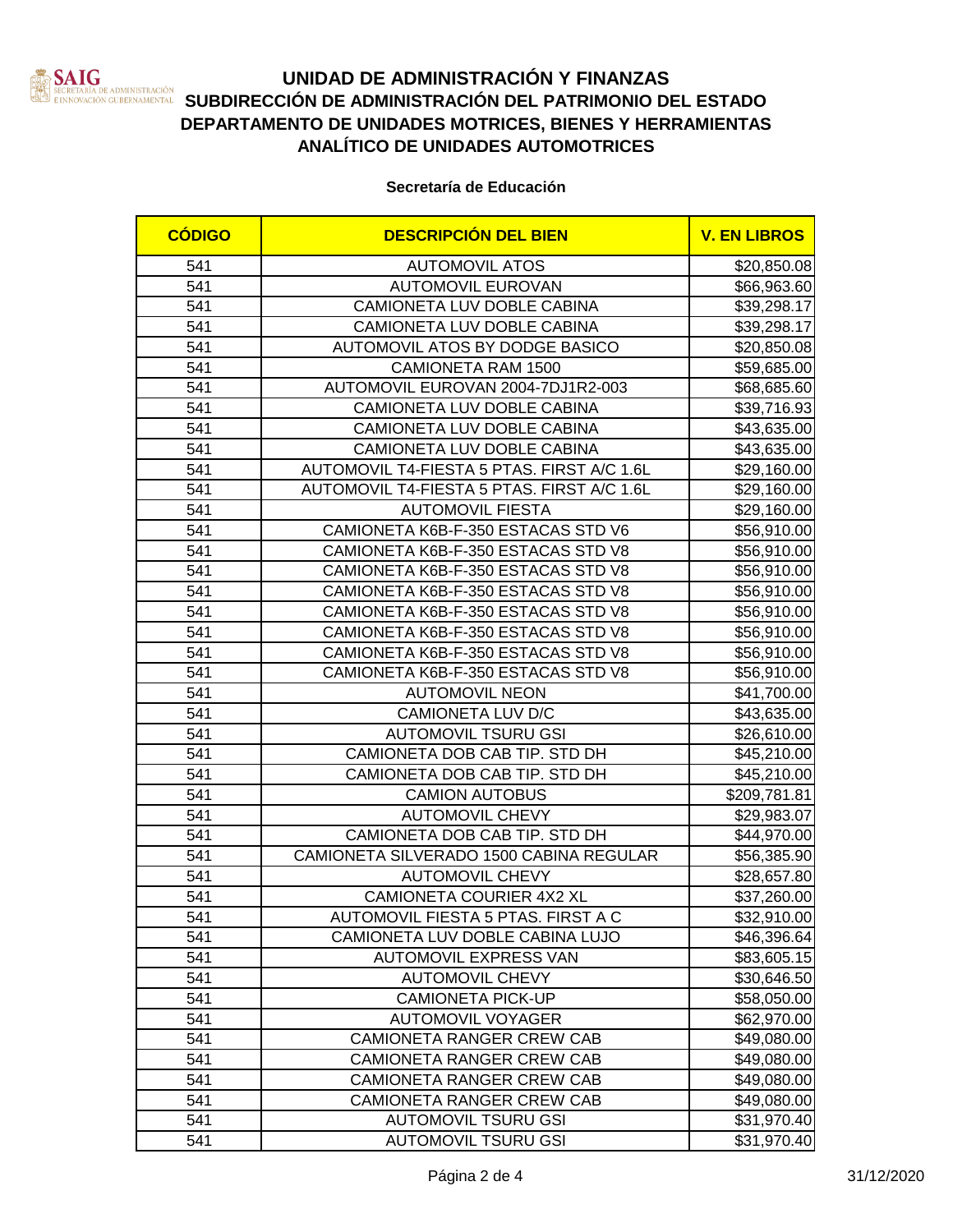SAIG
SECRETARÍA DE ADMINISTRACIÓN E INNOVACIÓN GUBERNAMENTAL

# UNIDAD DE ADMINISTRACIÓN Y FINANZAS
## SUBDIRECCIÓN DE ADMINISTRACIÓN DEL PATRIMONIO DEL ESTADO
## DEPARTAMENTO DE UNIDADES MOTRICES, BIENES Y HERRAMIENTAS
## ANALÍTICO DE UNIDADES AUTOMOTRICES

**Secretaría de Educación**

| CÓDIGO | DESCRIPCIÓN DEL BIEN | V. EN LIBROS |
|---|---|---|
| 541 | AUTOMOVIL ATOS | $20,850.08 |
| 541 | AUTOMOVIL EUROVAN | $66,963.60 |
| 541 | CAMIONETA LUV DOBLE CABINA | $39,298.17 |
| 541 | CAMIONETA LUV DOBLE CABINA | $39,298.17 |
| 541 | AUTOMOVIL ATOS BY DODGE BASICO | $20,850.08 |
| 541 | CAMIONETA RAM 1500 | $59,685.00 |
| 541 | AUTOMOVIL EUROVAN 2004-7DJ1R2-003 | $68,685.60 |
| 541 | CAMIONETA LUV DOBLE CABINA | $39,716.93 |
| 541 | CAMIONETA LUV DOBLE CABINA | $43,635.00 |
| 541 | CAMIONETA LUV DOBLE CABINA | $43,635.00 |
| 541 | AUTOMOVIL T4-FIESTA 5 PTAS. FIRST A/C 1.6L | $29,160.00 |
| 541 | AUTOMOVIL T4-FIESTA 5 PTAS. FIRST A/C 1.6L | $29,160.00 |
| 541 | AUTOMOVIL FIESTA | $29,160.00 |
| 541 | CAMIONETA K6B-F-350 ESTACAS STD V6 | $56,910.00 |
| 541 | CAMIONETA K6B-F-350 ESTACAS STD V8 | $56,910.00 |
| 541 | CAMIONETA K6B-F-350 ESTACAS STD V8 | $56,910.00 |
| 541 | CAMIONETA K6B-F-350 ESTACAS STD V8 | $56,910.00 |
| 541 | CAMIONETA K6B-F-350 ESTACAS STD V8 | $56,910.00 |
| 541 | CAMIONETA K6B-F-350 ESTACAS STD V8 | $56,910.00 |
| 541 | CAMIONETA K6B-F-350 ESTACAS STD V8 | $56,910.00 |
| 541 | CAMIONETA K6B-F-350 ESTACAS STD V8 | $56,910.00 |
| 541 | AUTOMOVIL NEON | $41,700.00 |
| 541 | CAMIONETA LUV D/C | $43,635.00 |
| 541 | AUTOMOVIL TSURU GSI | $26,610.00 |
| 541 | CAMIONETA DOB CAB TIP. STD DH | $45,210.00 |
| 541 | CAMIONETA DOB CAB TIP. STD DH | $45,210.00 |
| 541 | CAMION AUTOBUS | $209,781.81 |
| 541 | AUTOMOVIL CHEVY | $29,983.07 |
| 541 | CAMIONETA DOB CAB TIP. STD DH | $44,970.00 |
| 541 | CAMIONETA SILVERADO 1500 CABINA REGULAR | $56,385.90 |
| 541 | AUTOMOVIL CHEVY | $28,657.80 |
| 541 | CAMIONETA COURIER 4X2 XL | $37,260.00 |
| 541 | AUTOMOVIL FIESTA 5 PTAS. FIRST A C | $32,910.00 |
| 541 | CAMIONETA LUV DOBLE CABINA LUJO | $46,396.64 |
| 541 | AUTOMOVIL EXPRESS VAN | $83,605.15 |
| 541 | AUTOMOVIL CHEVY | $30,646.50 |
| 541 | CAMIONETA PICK-UP | $58,050.00 |
| 541 | AUTOMOVIL VOYAGER | $62,970.00 |
| 541 | CAMIONETA RANGER CREW CAB | $49,080.00 |
| 541 | CAMIONETA RANGER CREW CAB | $49,080.00 |
| 541 | CAMIONETA RANGER CREW CAB | $49,080.00 |
| 541 | CAMIONETA RANGER CREW CAB | $49,080.00 |
| 541 | AUTOMOVIL TSURU GSI | $31,970.40 |
| 541 | AUTOMOVIL TSURU GSI | $31,970.40 |

31/12/2020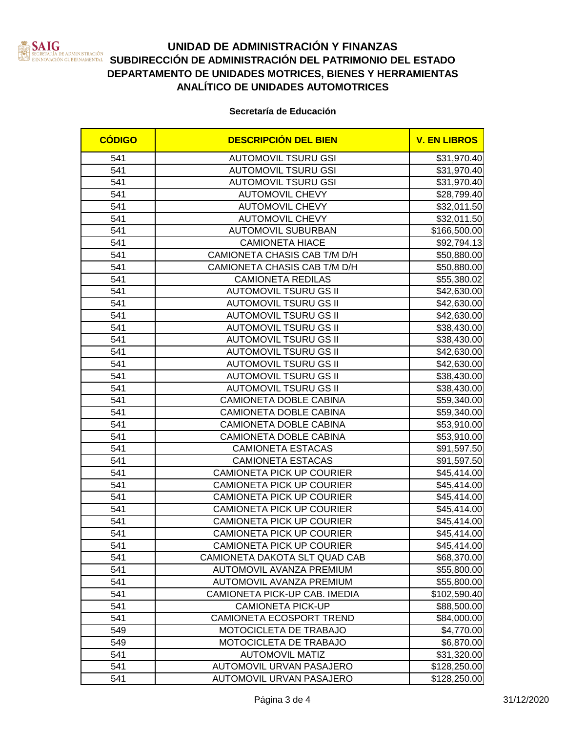# UNIDAD DE ADMINISTRACIÓN Y FINANZAS
## SUBDIRECCIÓN DE ADMINISTRACIÓN DEL PATRIMONIO DEL ESTADO
## DEPARTAMENTO DE UNIDADES MOTRICES, BIENES Y HERRAMIENTAS
## ANALÍTICO DE UNIDADES AUTOMOTRICES

### Secretaría de Educación

| CÓDIGO | DESCRIPCIÓN DEL BIEN | V. EN LIBROS |
|---|---|---|
| 541 | AUTOMOVIL TSURU GSI | $31,970.40 |
| 541 | AUTOMOVIL TSURU GSI | $31,970.40 |
| 541 | AUTOMOVIL TSURU GSI | $31,970.40 |
| 541 | AUTOMOVIL CHEVY | $28,799.40 |
| 541 | AUTOMOVIL CHEVY | $32,011.50 |
| 541 | AUTOMOVIL CHEVY | $32,011.50 |
| 541 | AUTOMOVIL SUBURBAN | $166,500.00 |
| 541 | CAMIONETA HIACE | $92,794.13 |
| 541 | CAMIONETA CHASIS CAB T/M D/H | $50,880.00 |
| 541 | CAMIONETA CHASIS CAB T/M D/H | $50,880.00 |
| 541 | CAMIONETA REDILAS | $55,380.02 |
| 541 | AUTOMOVIL TSURU GS II | $42,630.00 |
| 541 | AUTOMOVIL TSURU GS II | $42,630.00 |
| 541 | AUTOMOVIL TSURU GS II | $42,630.00 |
| 541 | AUTOMOVIL TSURU GS II | $38,430.00 |
| 541 | AUTOMOVIL TSURU GS II | $38,430.00 |
| 541 | AUTOMOVIL TSURU GS II | $42,630.00 |
| 541 | AUTOMOVIL TSURU GS II | $42,630.00 |
| 541 | AUTOMOVIL TSURU GS II | $38,430.00 |
| 541 | AUTOMOVIL TSURU GS II | $38,430.00 |
| 541 | CAMIONETA DOBLE CABINA | $59,340.00 |
| 541 | CAMIONETA DOBLE CABINA | $59,340.00 |
| 541 | CAMIONETA DOBLE CABINA | $53,910.00 |
| 541 | CAMIONETA DOBLE CABINA | $53,910.00 |
| 541 | CAMIONETA ESTACAS | $91,597.50 |
| 541 | CAMIONETA ESTACAS | $91,597.50 |
| 541 | CAMIONETA PICK UP COURIER | $45,414.00 |
| 541 | CAMIONETA PICK UP COURIER | $45,414.00 |
| 541 | CAMIONETA PICK UP COURIER | $45,414.00 |
| 541 | CAMIONETA PICK UP COURIER | $45,414.00 |
| 541 | CAMIONETA PICK UP COURIER | $45,414.00 |
| 541 | CAMIONETA PICK UP COURIER | $45,414.00 |
| 541 | CAMIONETA PICK UP COURIER | $45,414.00 |
| 541 | CAMIONETA DAKOTA SLT QUAD CAB | $68,370.00 |
| 541 | AUTOMOVIL AVANZA PREMIUM | $55,800.00 |
| 541 | AUTOMOVIL AVANZA PREMIUM | $55,800.00 |
| 541 | CAMIONETA PICK-UP CAB. IMEDIA | $102,590.40 |
| 541 | CAMIONETA PICK-UP | $88,500.00 |
| 541 | CAMIONETA ECOSPORT TREND | $84,000.00 |
| 549 | MOTOCICLETA DE TRABAJO | $4,770.00 |
| 549 | MOTOCICLETA DE TRABAJO | $6,870.00 |
| 541 | AUTOMOVIL MATIZ | $31,320.00 |
| 541 | AUTOMOVIL URVAN PASAJERO | $128,250.00 |
| 541 | AUTOMOVIL URVAN PASAJERO | $128,250.00 |

31/12/2020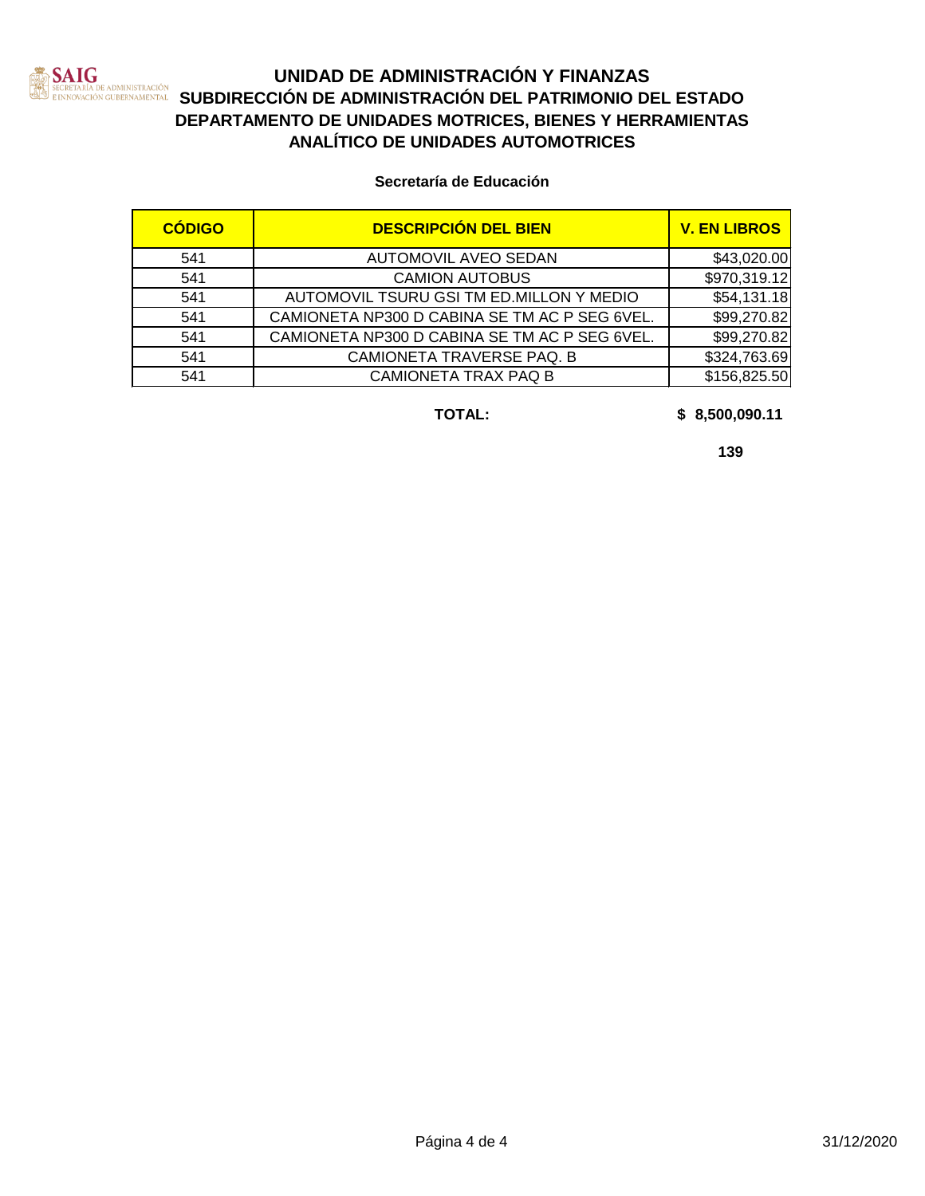# UNIDAD DE ADMINISTRACIÓN Y FINANZAS
## SUBDIRECCIÓN DE ADMINISTRACIÓN DEL PATRIMONIO DEL ESTADO
## DEPARTAMENTO DE UNIDADES MOTRICES, BIENES Y HERRAMIENTAS
## ANALÍTICO DE UNIDADES AUTOMOTRICES

**Secretaría de Educación**

| CÓDIGO | DESCRIPCIÓN DEL BIEN | V. EN LIBROS |
|---|---|---|
| 541 | AUTOMOVIL AVEO SEDAN | $43,020.00 |
| 541 | CAMION AUTOBUS | $970,319.12 |
| 541 | AUTOMOVIL TSURU GSI TM ED.MILLON Y MEDIO | $54,131.18 |
| 541 | CAMIONETA NP300 D CABINA SE TM AC P SEG 6VEL. | $99,270.82 |
| 541 | CAMIONETA NP300 D CABINA SE TM AC P SEG 6VEL. | $99,270.82 |
| 541 | CAMIONETA TRAVERSE PAQ. B | $324,763.69 |
| 541 | CAMIONETA TRAX PAQ B | $156,825.50 |

**TOTAL:** **$ 8,500,090.11**

**139**

31/12/2020